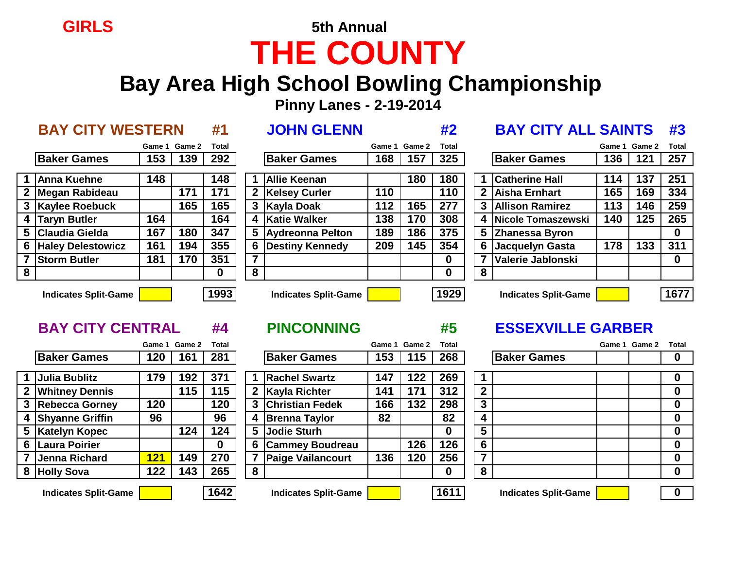GIRLS

5th Annual

# THE COUNTY

## Bay Area High School Bowling Championship

### Pinny Lanes - 2-19-2014

### BAY CITY WESTERN #1

| | | Game 1 | Game 2 | Total |
|---|---|---|---|---|
| | Baker Games | 153 | 139 | 292 |
| 1 | Anna Kuehne | 148 | | 148 |
| 2 | Megan Rabideau | | 171 | 171 |
| 3 | Kaylee Roebuck | | 165 | 165 |
| 4 | Taryn Butler | 164 | | 164 |
| 5 | Claudia Gielda | 167 | 180 | 347 |
| 6 | Haley Delestowicz | 161 | 194 | 355 |
| 7 | Storm Butler | 181 | 170 | 351 |
| 8 | | | | 0 |
| | Indicates Split-Game | | | 1993 |

### JOHN GLENN #2

| | | Game 1 | Game 2 | Total |
|---|---|---|---|---|
| | Baker Games | 168 | 157 | 325 |
| 1 | Allie Keenan | | 180 | 180 |
| 2 | Kelsey Curler | 110 | | 110 |
| 3 | Kayla Doak | 112 | 165 | 277 |
| 4 | Katie Walker | 138 | 170 | 308 |
| 5 | Aydreonna Pelton | 189 | 186 | 375 |
| 6 | Destiny Kennedy | 209 | 145 | 354 |
| 7 | | | | 0 |
| 8 | | | | 0 |
| | Indicates Split-Game | | | 1929 |

### BAY CITY ALL SAINTS #3

| | | Game 1 | Game 2 | Total |
|---|---|---|---|---|
| | Baker Games | 136 | 121 | 257 |
| 1 | Catherine Hall | 114 | 137 | 251 |
| 2 | Aisha Ernhart | 165 | 169 | 334 |
| 3 | Allison Ramirez | 113 | 146 | 259 |
| 4 | Nicole Tomaszewski | 140 | 125 | 265 |
| 5 | Zhanessa Byron | | | 0 |
| 6 | Jacquelyn Gasta | 178 | 133 | 311 |
| 7 | Valerie Jablonski | | | 0 |
| 8 | | | | |
| | Indicates Split-Game | | | 1677 |

### BAY CITY CENTRAL #4

| | | Game 1 | Game 2 | Total |
|---|---|---|---|---|
| | Baker Games | 120 | 161 | 281 |
| 1 | Julia Bublitz | 179 | 192 | 371 |
| 2 | Whitney Dennis | | 115 | 115 |
| 3 | Rebecca Gorney | 120 | | 120 |
| 4 | Shyanne Griffin | 96 | | 96 |
| 5 | Katelyn Kopec | | 124 | 124 |
| 6 | Laura Poirier | | | 0 |
| 7 | Jenna Richard | 121 | 149 | 270 |
| 8 | Holly Sova | 122 | 143 | 265 |
| | Indicates Split-Game | | | 1642 |

### PINCONNING #5

| | | Game 1 | Game 2 | Total |
|---|---|---|---|---|
| | Baker Games | 153 | 115 | 268 |
| 1 | Rachel Swartz | 147 | 122 | 269 |
| 2 | Kayla Richter | 141 | 171 | 312 |
| 3 | Christian Fedek | 166 | 132 | 298 |
| 4 | Brenna Taylor | 82 | | 82 |
| 5 | Jodie Sturh | | | 0 |
| 6 | Cammey Boudreau | | 126 | 126 |
| 7 | Paige Vailancourt | 136 | 120 | 256 |
| 8 | | | | 0 |
| | Indicates Split-Game | | | 1611 |

### ESSEXVILLE GARBER

| | | Game 1 | Game 2 | Total |
|---|---|---|---|---|
| | Baker Games | | | 0 |
| 1 | | | | 0 |
| 2 | | | | 0 |
| 3 | | | | 0 |
| 4 | | | | 0 |
| 5 | | | | 0 |
| 6 | | | | 0 |
| 7 | | | | 0 |
| 8 | | | | 0 |
| | Indicates Split-Game | | | 0 |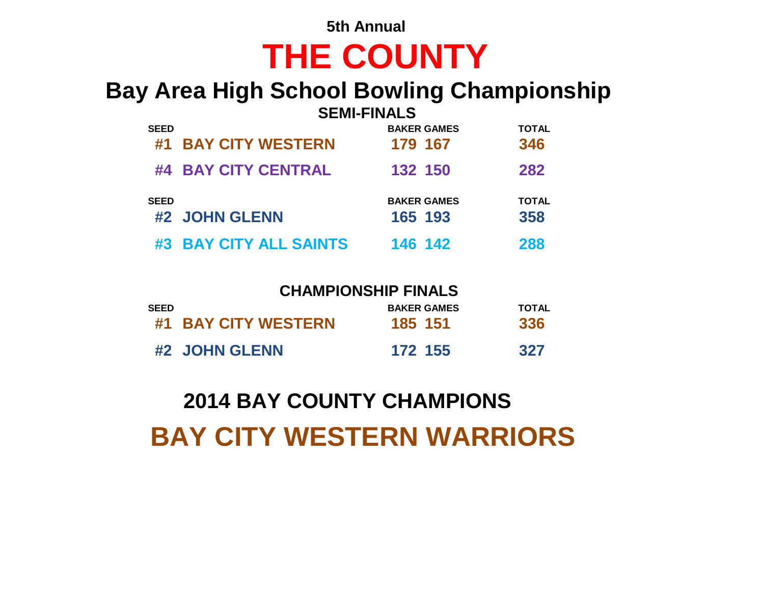**5th Annual**

# THE COUNTY

## Bay Area High School Bowling Championship

### SEMI-FINALS

| SEED | | BAKER GAMES | | TOTAL |
|---|---|---|---|---|
| #1 | BAY CITY WESTERN | 179 | 167 | 346 |
| #4 | BAY CITY CENTRAL | 132 | 150 | 282 |

| SEED | | BAKER GAMES | | TOTAL |
|---|---|---|---|---|
| #2 | JOHN GLENN | 165 | 193 | 358 |
| #3 | BAY CITY ALL SAINTS | 146 | 142 | 288 |

### CHAMPIONSHIP FINALS

| SEED | | BAKER GAMES | | TOTAL |
|---|---|---|---|---|
| #1 | BAY CITY WESTERN | 185 | 151 | 336 |
| #2 | JOHN GLENN | 172 | 155 | 327 |

## 2014 BAY COUNTY CHAMPIONS

# BAY CITY WESTERN WARRIORS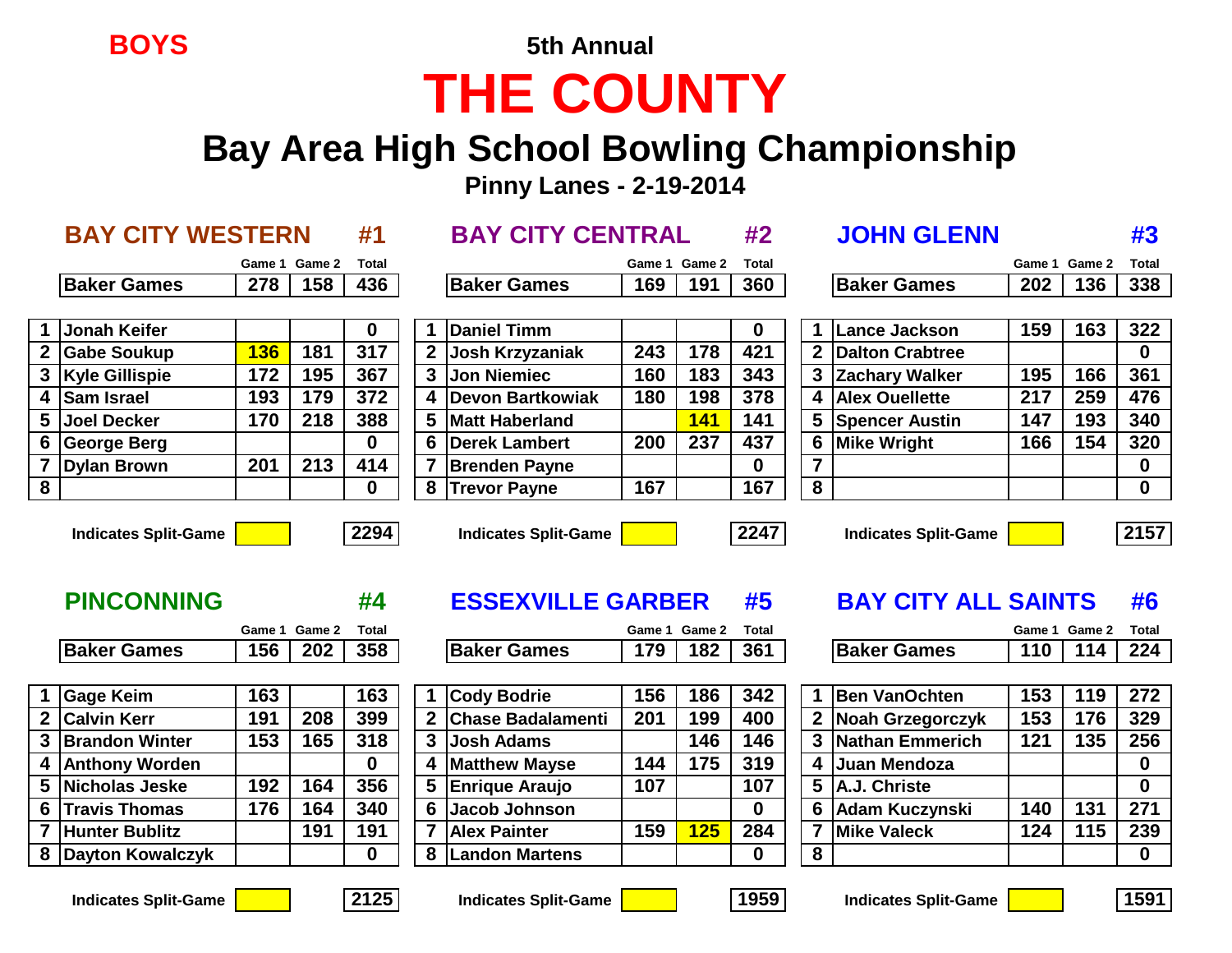**BOYS**

**5th Annual**

# THE COUNTY

## Bay Area High School Bowling Championship

**Pinny Lanes - 2-19-2014**

### BAY CITY WESTERN #1

| | | Game 1 | Game 2 | Total |
|---|---|---|---|---|
| | Baker Games | 278 | 158 | 436 |
| 1 | Jonah Keifer | | | 0 |
| 2 | Gabe Soukup | 136 | 181 | 317 |
| 3 | Kyle Gillispie | 172 | 195 | 367 |
| 4 | Sam Israel | 193 | 179 | 372 |
| 5 | Joel Decker | 170 | 218 | 388 |
| 6 | George Berg | | | 0 |
| 7 | Dylan Brown | 201 | 213 | 414 |
| 8 | | | | 0 |

Indicates Split-Game: Gabe Soukup Game 1 (136) — **2294**

### BAY CITY CENTRAL #2

| | | Game 1 | Game 2 | Total |
|---|---|---|---|---|
| | Baker Games | 169 | 191 | 360 |
| 1 | Daniel Timm | | | 0 |
| 2 | Josh Krzyzaniak | 243 | 178 | 421 |
| 3 | Jon Niemiec | 160 | 183 | 343 |
| 4 | Devon Bartkowiak | 180 | 198 | 378 |
| 5 | Matt Haberland | | 141 | 141 |
| 6 | Derek Lambert | 200 | 237 | 437 |
| 7 | Brenden Payne | | | 0 |
| 8 | Trevor Payne | 167 | | 167 |

Indicates Split-Game: Matt Haberland Game 2 (141) — **2247**

### JOHN GLENN #3

| | | Game 1 | Game 2 | Total |
|---|---|---|---|---|
| | Baker Games | 202 | 136 | 338 |
| 1 | Lance Jackson | 159 | 163 | 322 |
| 2 | Dalton Crabtree | | | 0 |
| 3 | Zachary Walker | 195 | 166 | 361 |
| 4 | Alex Ouellette | 217 | 259 | 476 |
| 5 | Spencer Austin | 147 | 193 | 340 |
| 6 | Mike Wright | 166 | 154 | 320 |
| 7 | | | | 0 |
| 8 | | | | 0 |

Indicates Split-Game — **2157**

### PINCONNING #4

| | | Game 1 | Game 2 | Total |
|---|---|---|---|---|
| | Baker Games | 156 | 202 | 358 |
| 1 | Gage Keim | 163 | | 163 |
| 2 | Calvin Kerr | 191 | 208 | 399 |
| 3 | Brandon Winter | 153 | 165 | 318 |
| 4 | Anthony Worden | | | 0 |
| 5 | Nicholas Jeske | 192 | 164 | 356 |
| 6 | Travis Thomas | 176 | 164 | 340 |
| 7 | Hunter Bublitz | | 191 | 191 |
| 8 | Dayton Kowalczyk | | | 0 |

Indicates Split-Game — **2125**

### ESSEXVILLE GARBER #5

| | | Game 1 | Game 2 | Total |
|---|---|---|---|---|
| | Baker Games | 179 | 182 | 361 |
| 1 | Cody Bodrie | 156 | 186 | 342 |
| 2 | Chase Badalamenti | 201 | 199 | 400 |
| 3 | Josh Adams | | 146 | 146 |
| 4 | Matthew Mayse | 144 | 175 | 319 |
| 5 | Enrique Araujo | 107 | | 107 |
| 6 | Jacob Johnson | | | 0 |
| 7 | Alex Painter | 159 | 125 | 284 |
| 8 | Landon Martens | | | 0 |

Indicates Split-Game: Alex Painter Game 2 (125) — **1959**

### BAY CITY ALL SAINTS #6

| | | Game 1 | Game 2 | Total |
|---|---|---|---|---|
| | Baker Games | 110 | 114 | 224 |
| 1 | Ben VanOchten | 153 | 119 | 272 |
| 2 | Noah Grzegorczyk | 153 | 176 | 329 |
| 3 | Nathan Emmerich | 121 | 135 | 256 |
| 4 | Juan Mendoza | | | 0 |
| 5 | A.J. Christe | | | 0 |
| 6 | Adam Kuczynski | 140 | 131 | 271 |
| 7 | Mike Valeck | 124 | 115 | 239 |
| 8 | | | | 0 |

Indicates Split-Game — **1591**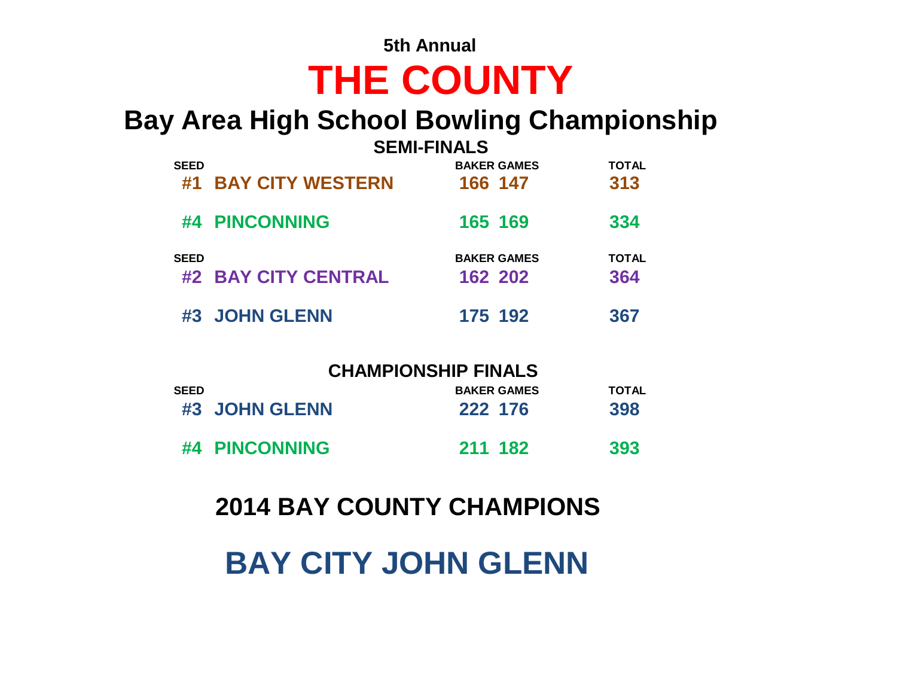**5th Annual**

# THE COUNTY

## Bay Area High School Bowling Championship

### SEMI-FINALS

| SEED | | BAKER GAMES | | TOTAL |
|---|---|---|---|---|
| #1 | BAY CITY WESTERN | 166 | 147 | 313 |
| #4 | PINCONNING | 165 | 169 | 334 |

| SEED | | BAKER GAMES | | TOTAL |
|---|---|---|---|---|
| #2 | BAY CITY CENTRAL | 162 | 202 | 364 |
| #3 | JOHN GLENN | 175 | 192 | 367 |

### CHAMPIONSHIP FINALS

| SEED | | BAKER GAMES | | TOTAL |
|---|---|---|---|---|
| #3 | JOHN GLENN | 222 | 176 | 398 |
| #4 | PINCONNING | 211 | 182 | 393 |

## 2014 BAY COUNTY CHAMPIONS

# BAY CITY JOHN GLENN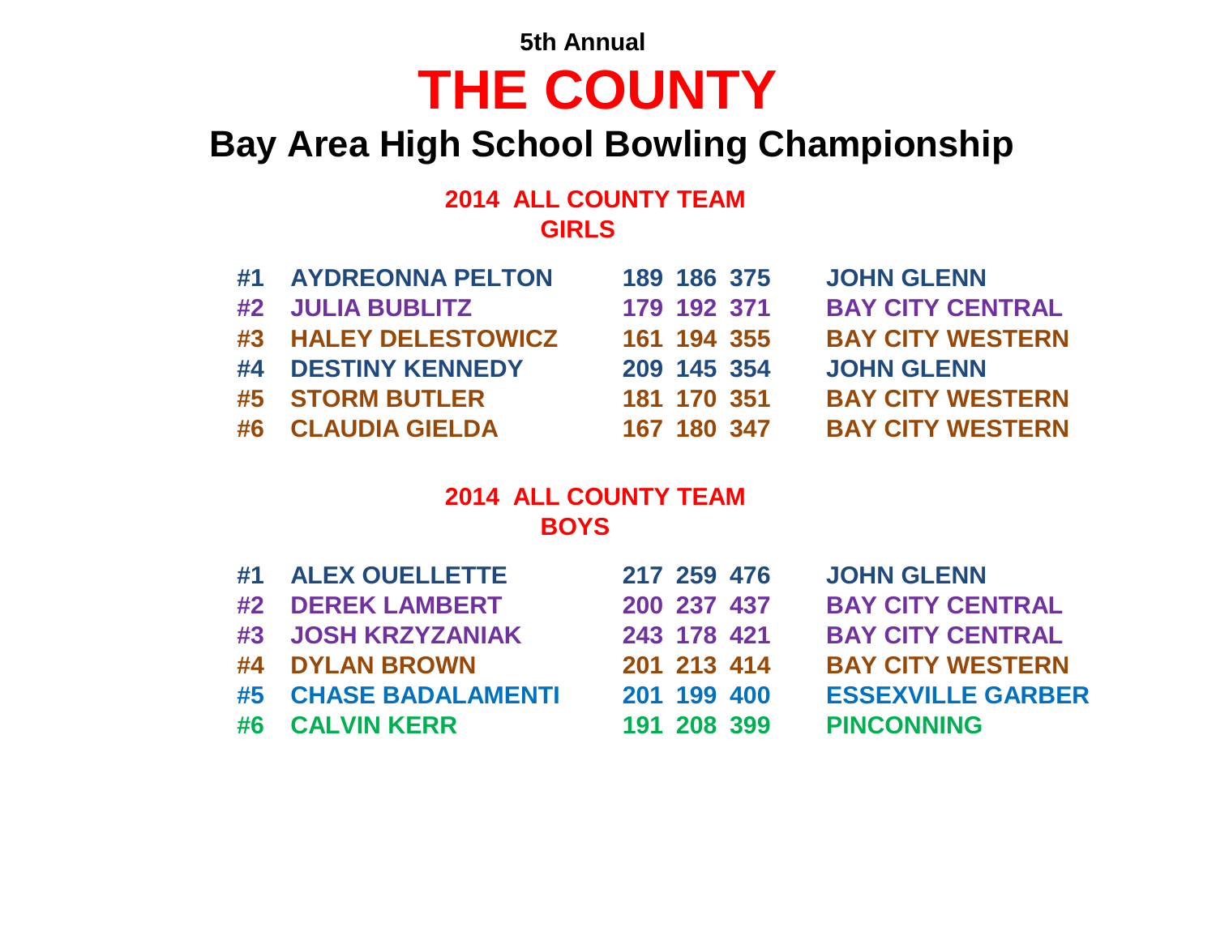5th Annual

# THE COUNTY

## Bay Area High School Bowling Championship

### 2014 ALL COUNTY TEAM
### GIRLS

| | | | | | |
|---|---|---|---|---|---|
| #1 | AYDREONNA PELTON | 189 | 186 | 375 | JOHN GLENN |
| #2 | JULIA BUBLITZ | 179 | 192 | 371 | BAY CITY CENTRAL |
| #3 | HALEY DELESTOWICZ | 161 | 194 | 355 | BAY CITY WESTERN |
| #4 | DESTINY KENNEDY | 209 | 145 | 354 | JOHN GLENN |
| #5 | STORM BUTLER | 181 | 170 | 351 | BAY CITY WESTERN |
| #6 | CLAUDIA GIELDA | 167 | 180 | 347 | BAY CITY WESTERN |

### 2014 ALL COUNTY TEAM
### BOYS

| | | | | | |
|---|---|---|---|---|---|
| #1 | ALEX OUELLETTE | 217 | 259 | 476 | JOHN GLENN |
| #2 | DEREK LAMBERT | 200 | 237 | 437 | BAY CITY CENTRAL |
| #3 | JOSH KRZYZANIAK | 243 | 178 | 421 | BAY CITY CENTRAL |
| #4 | DYLAN BROWN | 201 | 213 | 414 | BAY CITY WESTERN |
| #5 | CHASE BADALAMENTI | 201 | 199 | 400 | ESSEXVILLE GARBER |
| #6 | CALVIN KERR | 191 | 208 | 399 | PINCONNING |